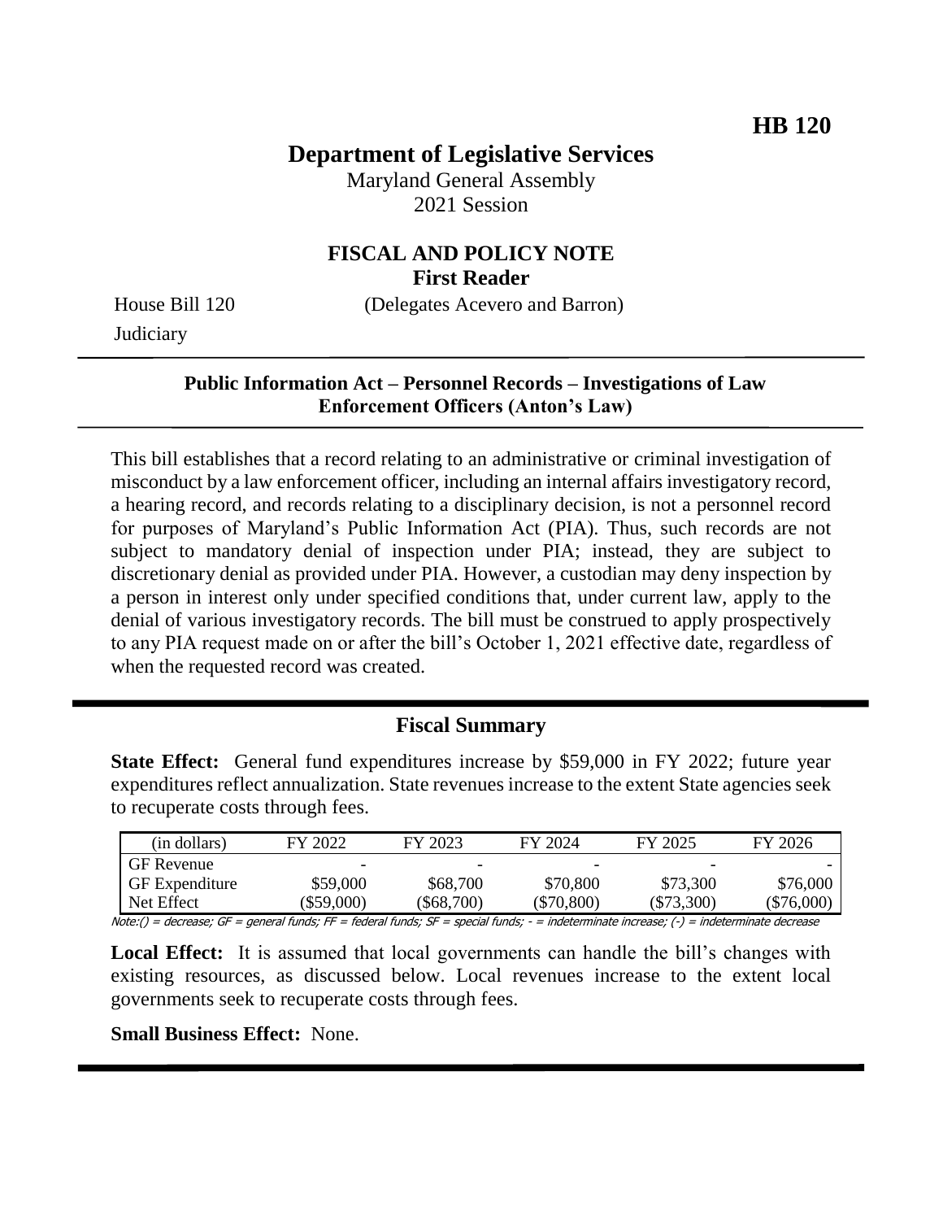**HB 120**

# Department of Legislative Services

Maryland General Assembly
2021 Session

## FISCAL AND POLICY NOTE
**First Reader**

House Bill 120 (Delegates Acevero and Barron)
Judiciary

**Public Information Act – Personnel Records – Investigations of Law Enforcement Officers (Anton's Law)**

This bill establishes that a record relating to an administrative or criminal investigation of misconduct by a law enforcement officer, including an internal affairs investigatory record, a hearing record, and records relating to a disciplinary decision, is not a personnel record for purposes of Maryland's Public Information Act (PIA). Thus, such records are not subject to mandatory denial of inspection under PIA; instead, they are subject to discretionary denial as provided under PIA. However, a custodian may deny inspection by a person in interest only under specified conditions that, under current law, apply to the denial of various investigatory records. The bill must be construed to apply prospectively to any PIA request made on or after the bill's October 1, 2021 effective date, regardless of when the requested record was created.

## Fiscal Summary

**State Effect:** General fund expenditures increase by $59,000 in FY 2022; future year expenditures reflect annualization. State revenues increase to the extent State agencies seek to recuperate costs through fees.

| (in dollars) | FY 2022 | FY 2023 | FY 2024 | FY 2025 | FY 2026 |
|---|---|---|---|---|---|
| GF Revenue | - | - | - | - | - |
| GF Expenditure | $59,000 | $68,700 | $70,800 | $73,300 | $76,000 |
| Net Effect | ($59,000) | ($68,700) | ($70,800) | ($73,300) | ($76,000) |

Note:() = decrease; GF = general funds; FF = federal funds; SF = special funds; - = indeterminate increase; (-) = indeterminate decrease

**Local Effect:** It is assumed that local governments can handle the bill's changes with existing resources, as discussed below. Local revenues increase to the extent local governments seek to recuperate costs through fees.

**Small Business Effect:** None.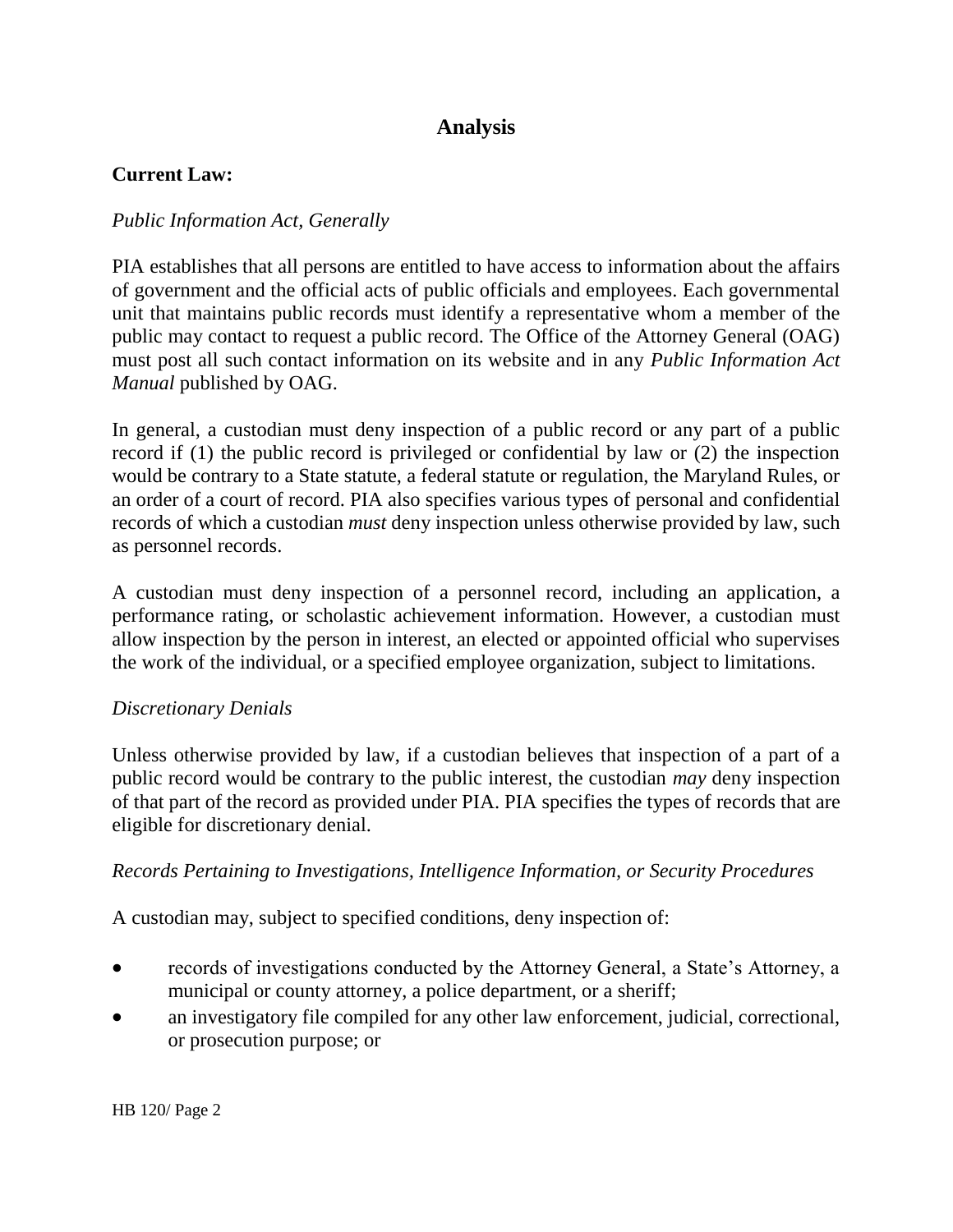# Analysis

## Current Law:

*Public Information Act, Generally*

PIA establishes that all persons are entitled to have access to information about the affairs of government and the official acts of public officials and employees. Each governmental unit that maintains public records must identify a representative whom a member of the public may contact to request a public record. The Office of the Attorney General (OAG) must post all such contact information on its website and in any *Public Information Act Manual* published by OAG.

In general, a custodian must deny inspection of a public record or any part of a public record if (1) the public record is privileged or confidential by law or (2) the inspection would be contrary to a State statute, a federal statute or regulation, the Maryland Rules, or an order of a court of record. PIA also specifies various types of personal and confidential records of which a custodian *must* deny inspection unless otherwise provided by law, such as personnel records.

A custodian must deny inspection of a personnel record, including an application, a performance rating, or scholastic achievement information. However, a custodian must allow inspection by the person in interest, an elected or appointed official who supervises the work of the individual, or a specified employee organization, subject to limitations.

*Discretionary Denials*

Unless otherwise provided by law, if a custodian believes that inspection of a part of a public record would be contrary to the public interest, the custodian *may* deny inspection of that part of the record as provided under PIA. PIA specifies the types of records that are eligible for discretionary denial.

*Records Pertaining to Investigations, Intelligence Information, or Security Procedures*

A custodian may, subject to specified conditions, deny inspection of:

- records of investigations conducted by the Attorney General, a State's Attorney, a municipal or county attorney, a police department, or a sheriff;
- an investigatory file compiled for any other law enforcement, judicial, correctional, or prosecution purpose; or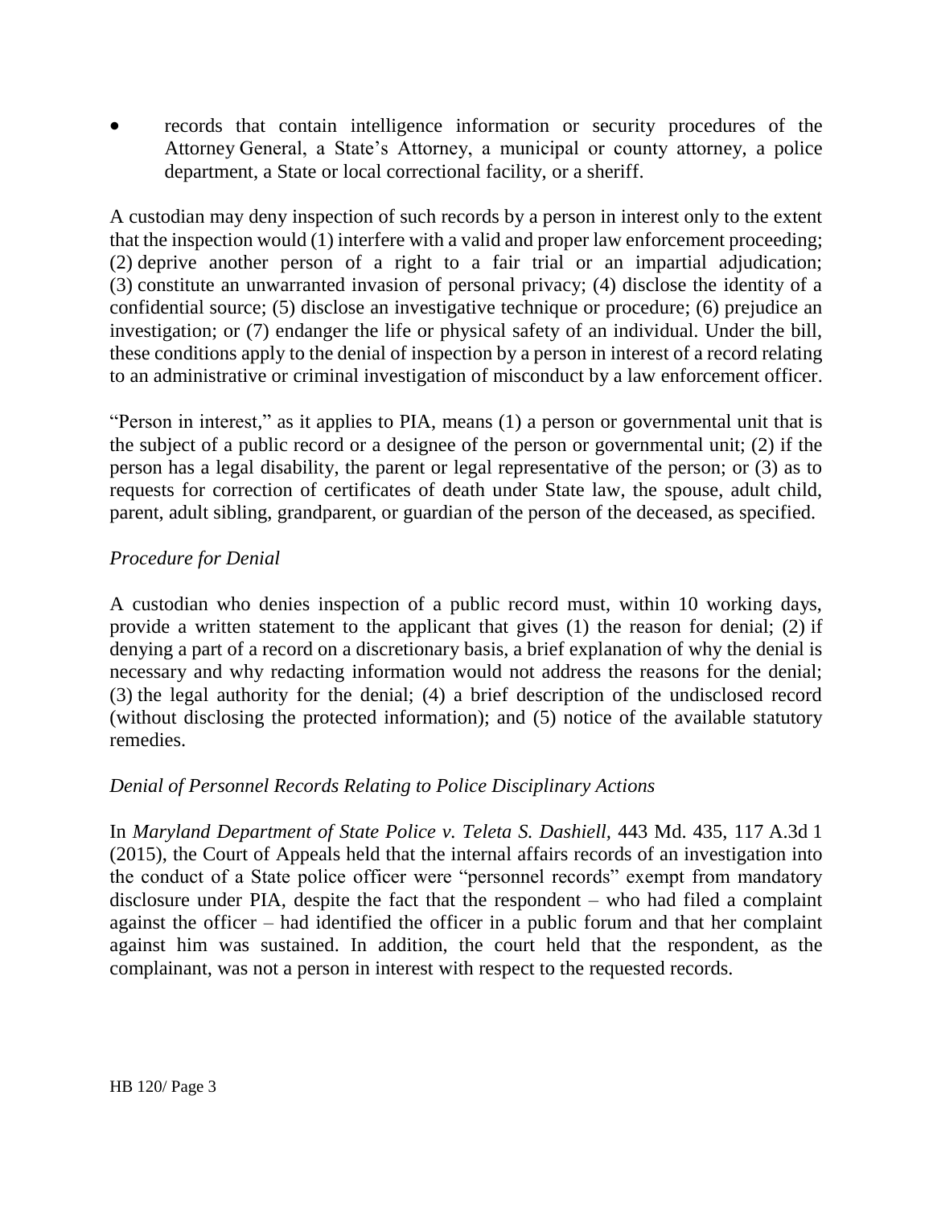- records that contain intelligence information or security procedures of the Attorney General, a State's Attorney, a municipal or county attorney, a police department, a State or local correctional facility, or a sheriff.

A custodian may deny inspection of such records by a person in interest only to the extent that the inspection would (1) interfere with a valid and proper law enforcement proceeding; (2) deprive another person of a right to a fair trial or an impartial adjudication; (3) constitute an unwarranted invasion of personal privacy; (4) disclose the identity of a confidential source; (5) disclose an investigative technique or procedure; (6) prejudice an investigation; or (7) endanger the life or physical safety of an individual. Under the bill, these conditions apply to the denial of inspection by a person in interest of a record relating to an administrative or criminal investigation of misconduct by a law enforcement officer.

"Person in interest," as it applies to PIA, means (1) a person or governmental unit that is the subject of a public record or a designee of the person or governmental unit; (2) if the person has a legal disability, the parent or legal representative of the person; or (3) as to requests for correction of certificates of death under State law, the spouse, adult child, parent, adult sibling, grandparent, or guardian of the person of the deceased, as specified.

*Procedure for Denial*

A custodian who denies inspection of a public record must, within 10 working days, provide a written statement to the applicant that gives (1) the reason for denial; (2) if denying a part of a record on a discretionary basis, a brief explanation of why the denial is necessary and why redacting information would not address the reasons for the denial; (3) the legal authority for the denial; (4) a brief description of the undisclosed record (without disclosing the protected information); and (5) notice of the available statutory remedies.

*Denial of Personnel Records Relating to Police Disciplinary Actions*

In *Maryland Department of State Police v. Teleta S. Dashiell,* 443 Md. 435, 117 A.3d 1 (2015), the Court of Appeals held that the internal affairs records of an investigation into the conduct of a State police officer were "personnel records" exempt from mandatory disclosure under PIA, despite the fact that the respondent – who had filed a complaint against the officer – had identified the officer in a public forum and that her complaint against him was sustained. In addition, the court held that the respondent, as the complainant, was not a person in interest with respect to the requested records.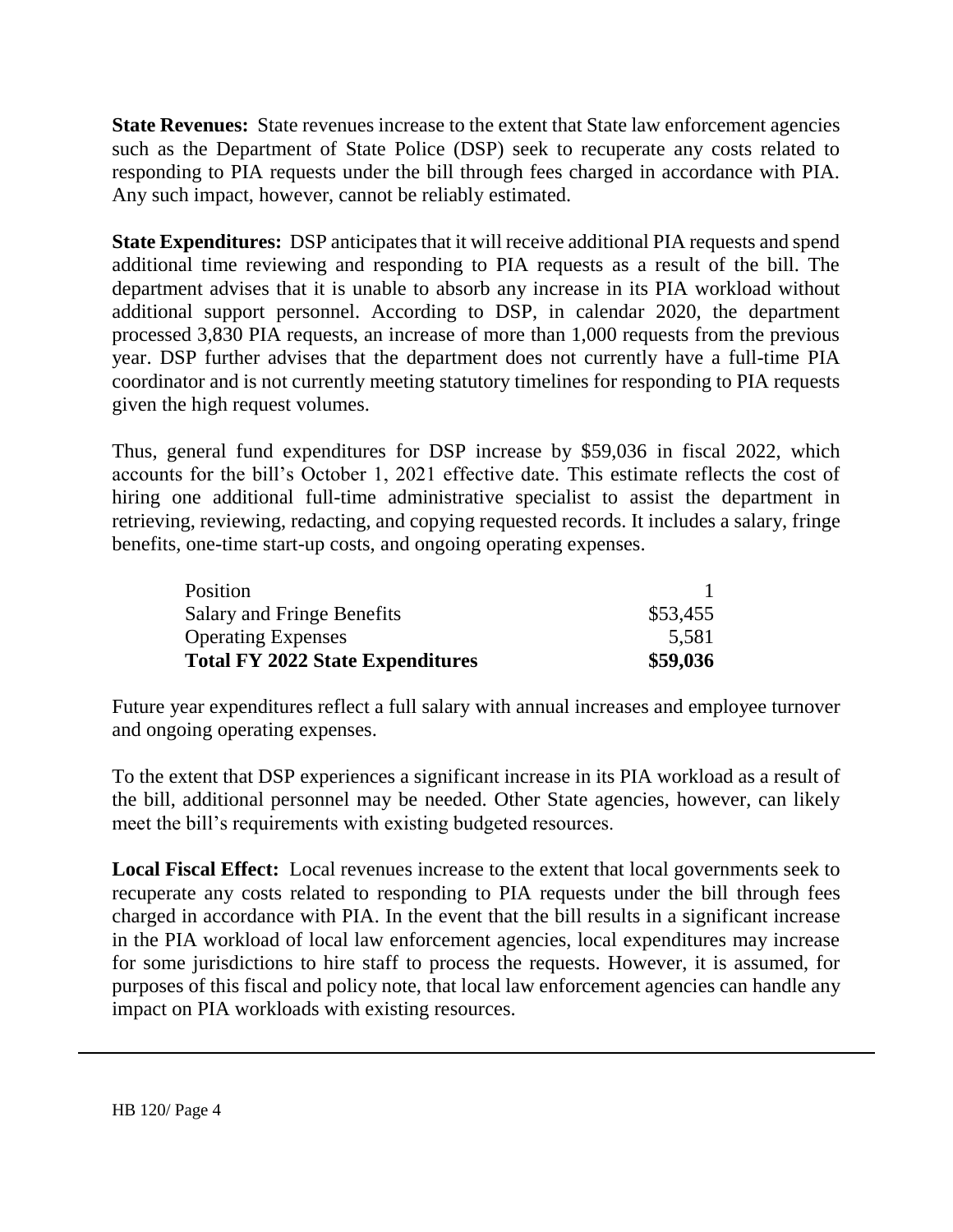**State Revenues:** State revenues increase to the extent that State law enforcement agencies such as the Department of State Police (DSP) seek to recuperate any costs related to responding to PIA requests under the bill through fees charged in accordance with PIA. Any such impact, however, cannot be reliably estimated.

**State Expenditures:** DSP anticipates that it will receive additional PIA requests and spend additional time reviewing and responding to PIA requests as a result of the bill. The department advises that it is unable to absorb any increase in its PIA workload without additional support personnel. According to DSP, in calendar 2020, the department processed 3,830 PIA requests, an increase of more than 1,000 requests from the previous year. DSP further advises that the department does not currently have a full-time PIA coordinator and is not currently meeting statutory timelines for responding to PIA requests given the high request volumes.

Thus, general fund expenditures for DSP increase by $59,036 in fiscal 2022, which accounts for the bill's October 1, 2021 effective date. This estimate reflects the cost of hiring one additional full-time administrative specialist to assist the department in retrieving, reviewing, redacting, and copying requested records. It includes a salary, fringe benefits, one-time start-up costs, and ongoing operating expenses.

| | |
|---|---|
| Position | 1 |
| Salary and Fringe Benefits | $53,455 |
| Operating Expenses | 5,581 |
| **Total FY 2022 State Expenditures** | **$59,036** |

Future year expenditures reflect a full salary with annual increases and employee turnover and ongoing operating expenses.

To the extent that DSP experiences a significant increase in its PIA workload as a result of the bill, additional personnel may be needed. Other State agencies, however, can likely meet the bill's requirements with existing budgeted resources.

**Local Fiscal Effect:** Local revenues increase to the extent that local governments seek to recuperate any costs related to responding to PIA requests under the bill through fees charged in accordance with PIA. In the event that the bill results in a significant increase in the PIA workload of local law enforcement agencies, local expenditures may increase for some jurisdictions to hire staff to process the requests. However, it is assumed, for purposes of this fiscal and policy note, that local law enforcement agencies can handle any impact on PIA workloads with existing resources.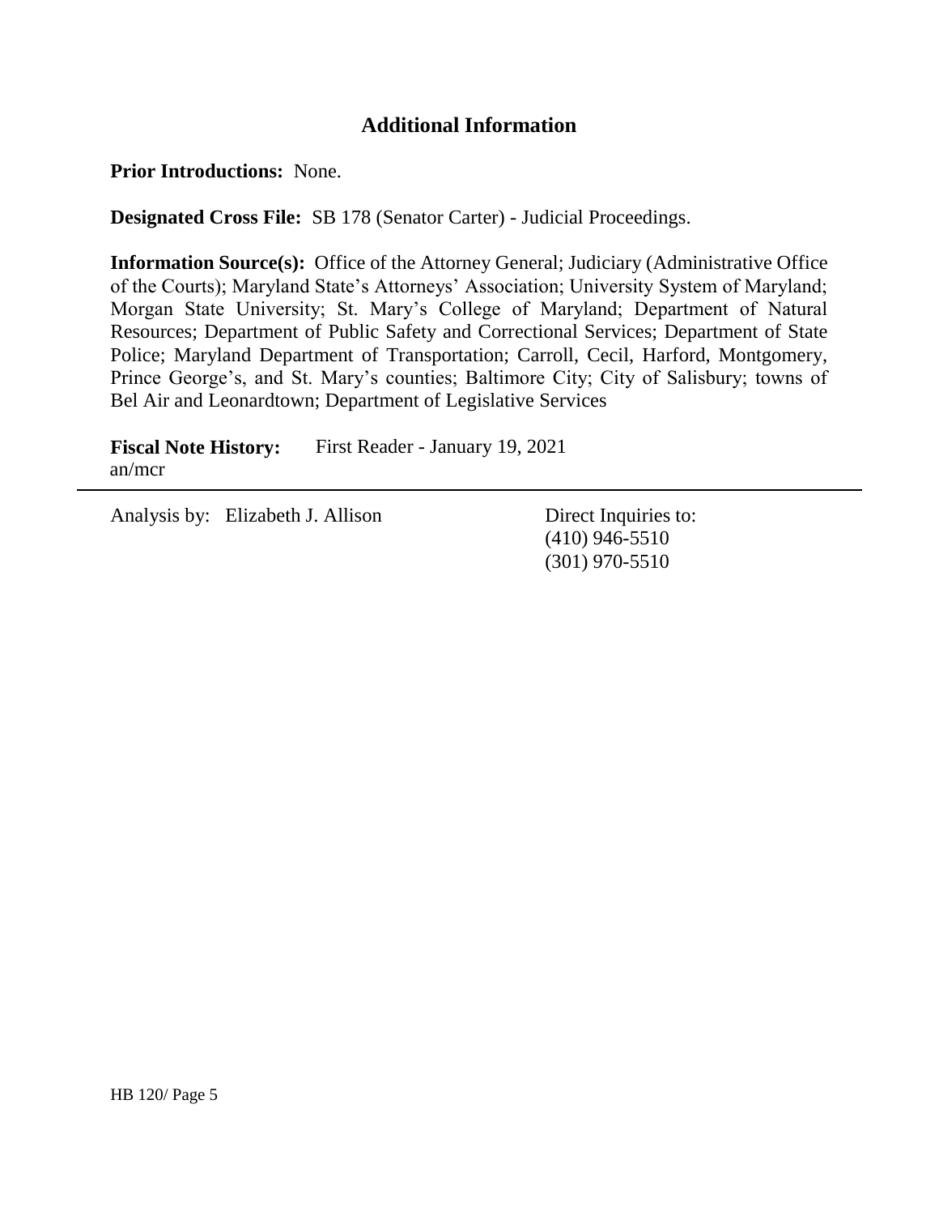## Additional Information

**Prior Introductions:** None.

**Designated Cross File:** SB 178 (Senator Carter) - Judicial Proceedings.

**Information Source(s):** Office of the Attorney General; Judiciary (Administrative Office of the Courts); Maryland State's Attorneys' Association; University System of Maryland; Morgan State University; St. Mary's College of Maryland; Department of Natural Resources; Department of Public Safety and Correctional Services; Department of State Police; Maryland Department of Transportation; Carroll, Cecil, Harford, Montgomery, Prince George's, and St. Mary's counties; Baltimore City; City of Salisbury; towns of Bel Air and Leonardtown; Department of Legislative Services

**Fiscal Note History:** First Reader - January 19, 2021
an/mcr

---

Analysis by: Elizabeth J. Allison

Direct Inquiries to:
(410) 946-5510
(301) 970-5510